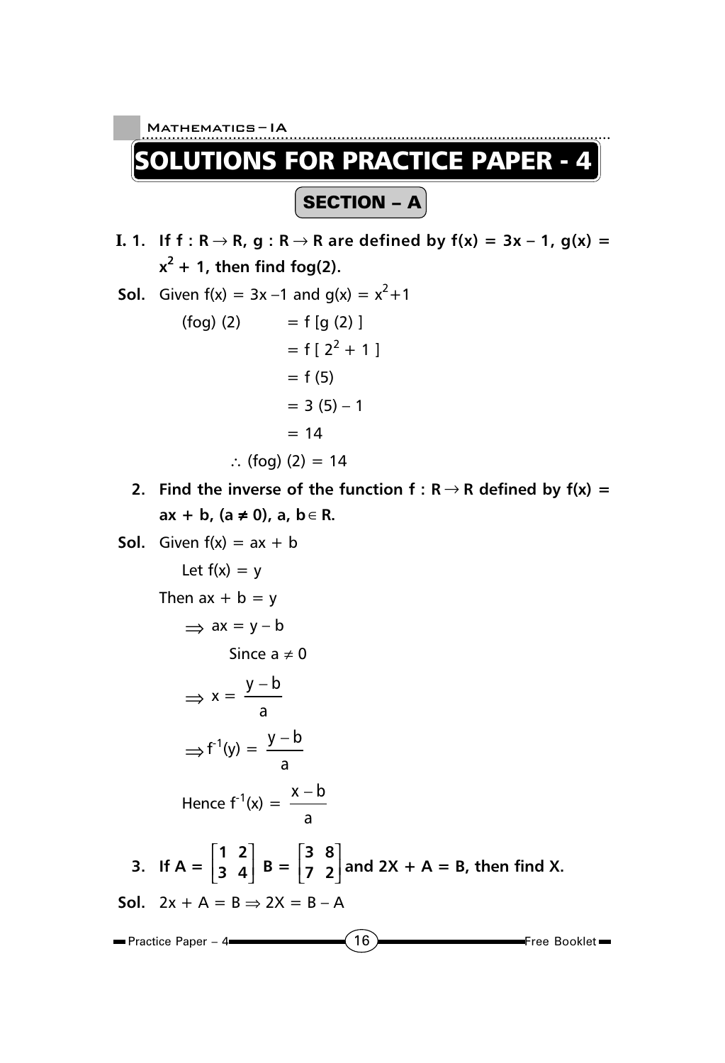# SOLUTIONS FOR PRACTICE PAPER - 4

## SECTION – A

**I. 1. If $f : R \to R$, $g : R \to R$ are defined by $f(x) = 3x - 1$, $g(x) = x^2 + 1$, then find fog(2).**

**Sol.** Given $f(x) = 3x - 1$ and $g(x) = x^2 + 1$

$$
\begin{aligned}
(fog)(2) &= f[g(2)] \\
&= f[2^2 + 1] \\
&= f(5) \\
&= 3(5) - 1 \\
&= 14
\end{aligned}
$$

$\therefore$ (fog) (2) = 14

**2. Find the inverse of the function $f : R \to R$ defined by $f(x) = ax + b$, $(a \neq 0)$, $a, b \in R$.**

**Sol.** Given $f(x) = ax + b$

Let $f(x) = y$

Then $ax + b = y$

$\Rightarrow ax = y - b$

Since $a \neq 0$

$\Rightarrow x = \dfrac{y - b}{a}$

$\Rightarrow f^{-1}(y) = \dfrac{y - b}{a}$

Hence $f^{-1}(x) = \dfrac{x - b}{a}$

**3. If $A = \begin{bmatrix} 1 & 2 \\ 3 & 4 \end{bmatrix}$ $B = \begin{bmatrix} 3 & 8 \\ 7 & 2 \end{bmatrix}$ and $2X + A = B$, then find X.**

**Sol.** $2x + A = B \Rightarrow 2X = B - A$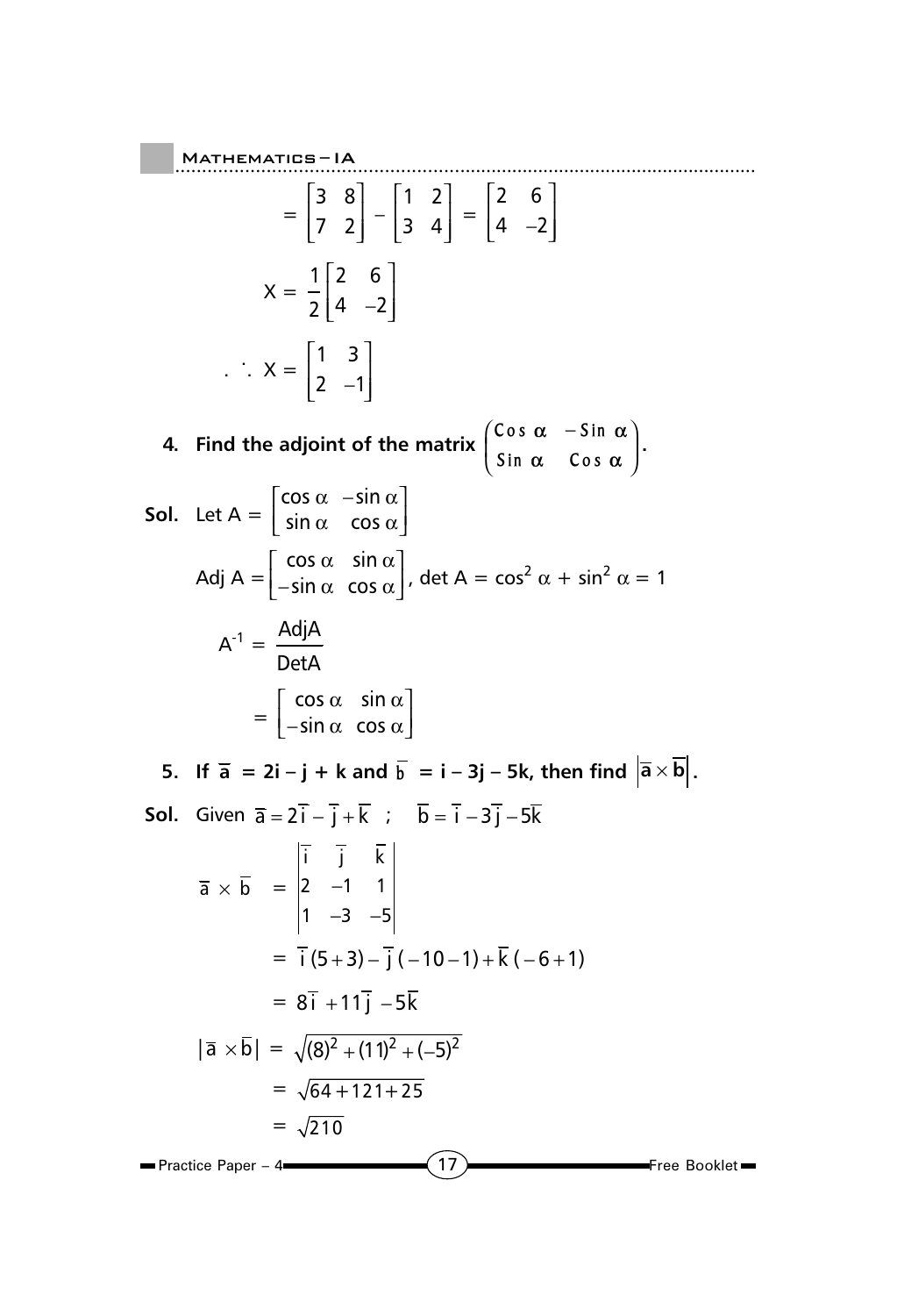$$= \begin{bmatrix} 3 & 8 \\ 7 & 2 \end{bmatrix} - \begin{bmatrix} 1 & 2 \\ 3 & 4 \end{bmatrix} = \begin{bmatrix} 2 & 6 \\ 4 & -2 \end{bmatrix}$$

$$X = \frac{1}{2}\begin{bmatrix} 2 & 6 \\ 4 & -2 \end{bmatrix}$$

$$\therefore X = \begin{bmatrix} 1 & 3 \\ 2 & -1 \end{bmatrix}$$

**4. Find the adjoint of the matrix $\begin{pmatrix} \cos\alpha & -\sin\alpha \\ \sin\alpha & \cos\alpha \end{pmatrix}$.**

**Sol.** Let $A = \begin{bmatrix} \cos\alpha & -\sin\alpha \\ \sin\alpha & \cos\alpha \end{bmatrix}$

$$\text{Adj } A = \begin{bmatrix} \cos\alpha & \sin\alpha \\ -\sin\alpha & \cos\alpha \end{bmatrix}, \ \det A = \cos^2\alpha + \sin^2\alpha = 1$$

$$A^{-1} = \frac{\text{Adj}A}{\text{Det}A}$$

$$= \begin{bmatrix} \cos\alpha & \sin\alpha \\ -\sin\alpha & \cos\alpha \end{bmatrix}$$

**5. If $\bar{a} = 2i - j + k$ and $\bar{b} = i - 3j - 5k$, then find $|\bar{a} \times \bar{b}|$.**

**Sol.** Given $\bar{a} = 2\bar{i} - \bar{j} + \bar{k}$ ; $\bar{b} = \bar{i} - 3\bar{j} - 5\bar{k}$

$$\bar{a} \times \bar{b} = \begin{vmatrix} \bar{i} & \bar{j} & \bar{k} \\ 2 & -1 & 1 \\ 1 & -3 & -5 \end{vmatrix}$$

$$= \bar{i}(5+3) - \bar{j}(-10-1) + \bar{k}(-6+1)$$

$$= 8\bar{i} + 11\bar{j} - 5\bar{k}$$

$$|\bar{a} \times \bar{b}| = \sqrt{(8)^2 + (11)^2 + (-5)^2}$$

$$= \sqrt{64 + 121 + 25}$$

$$= \sqrt{210}$$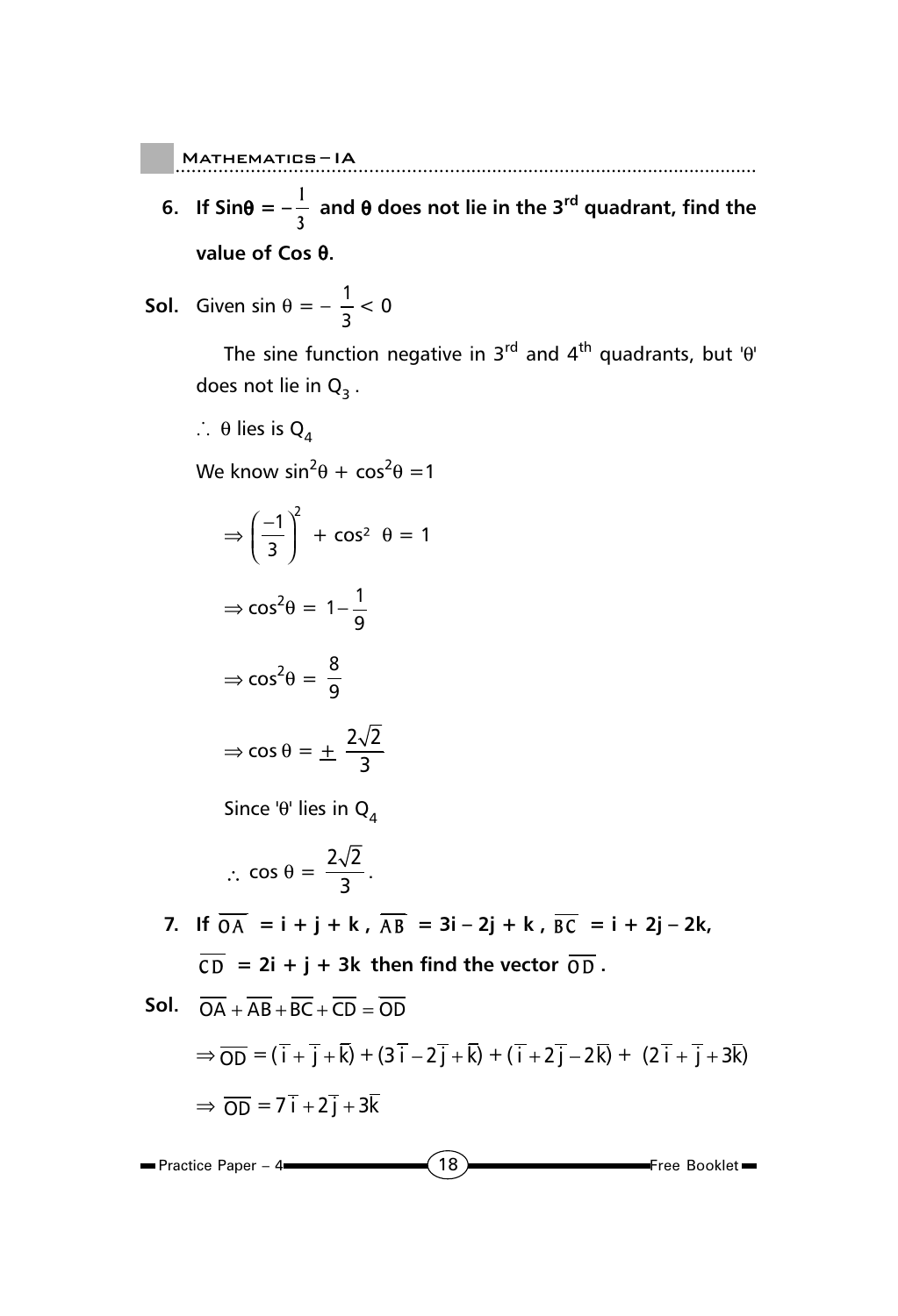**6. If Sin$\theta$ = $-\frac{1}{3}$ and $\theta$ does not lie in the 3[rd] quadrant, find the value of Cos $\theta$.**

**Sol.** Given $\sin\theta = -\frac{1}{3} < 0$

The sine function negative in 3[rd] and 4[th] quadrants, but '$\theta$' does not lie in $Q_3$.

$\therefore$ $\theta$ lies is $Q_4$

We know $\sin^2\theta + \cos^2\theta = 1$

$$\Rightarrow \left(\frac{-1}{3}\right)^2 + \cos^2\theta = 1$$

$$\Rightarrow \cos^2\theta = 1 - \frac{1}{9}$$

$$\Rightarrow \cos^2\theta = \frac{8}{9}$$

$$\Rightarrow \cos\theta = \pm\frac{2\sqrt{2}}{3}$$

Since '$\theta$' lies in $Q_4$

$$\therefore \cos\theta = \frac{2\sqrt{2}}{3}.$$

**7. If $\overline{OA}$ = i + j + k , $\overline{AB}$ = 3i – 2j + k , $\overline{BC}$ = i + 2j – 2k, $\overline{CD}$ = 2i + j + 3k then find the vector $\overline{OD}$.**

**Sol.** $\overline{OA} + \overline{AB} + \overline{BC} + \overline{CD} = \overline{OD}$

$$\Rightarrow \overline{OD} = (\overline{i} + \overline{j} + \overline{k}) + (3\overline{i} - 2\overline{j} + \overline{k}) + (\overline{i} + 2\overline{j} - 2\overline{k}) + (2\overline{i} + \overline{j} + 3\overline{k})$$

$$\Rightarrow \overline{OD} = 7\overline{i} + 2\overline{j} + 3\overline{k}$$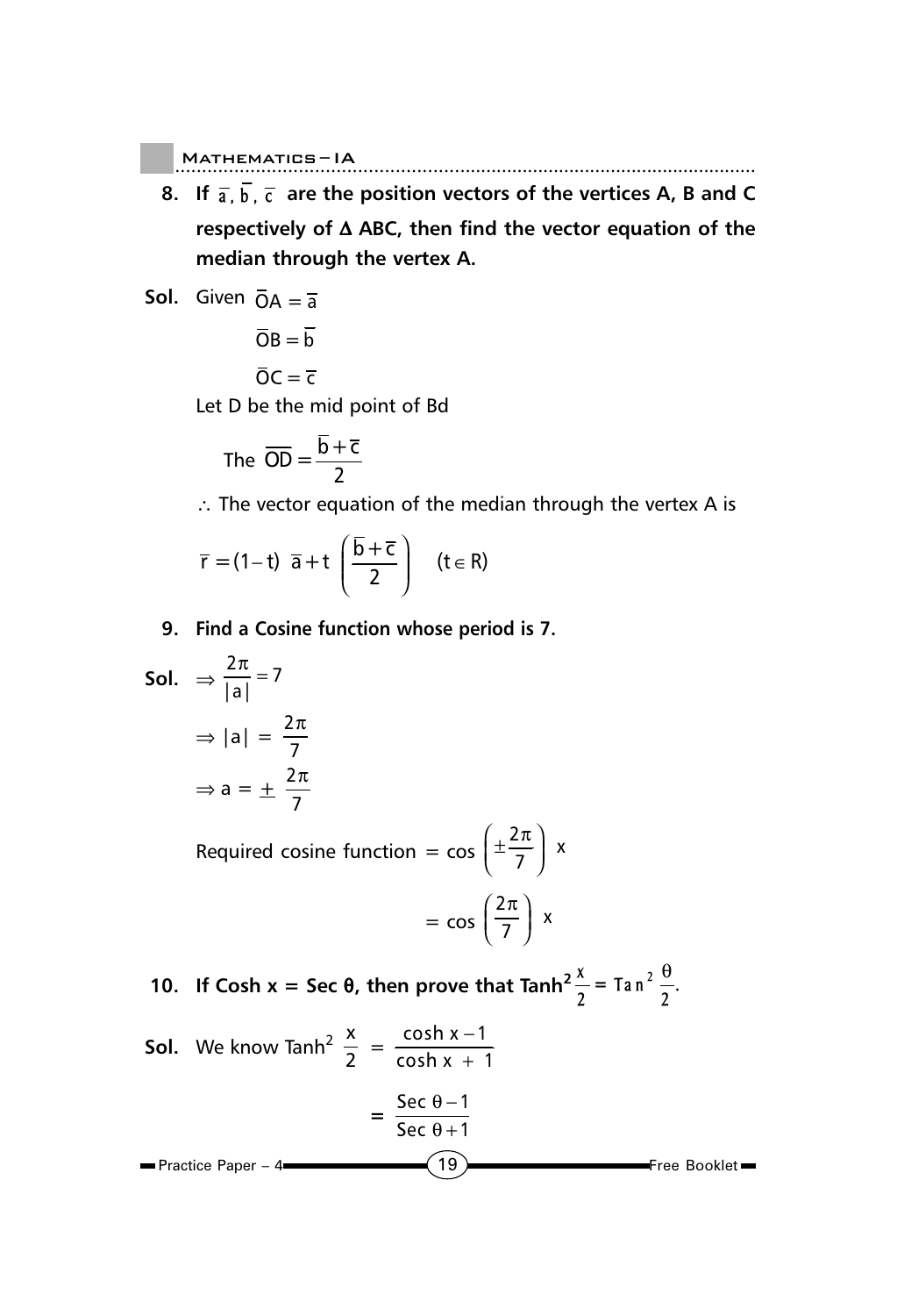**8. If $\bar{a}, \bar{b}, \bar{c}$ are the position vectors of the vertices A, B and C respectively of Δ ABC, then find the vector equation of the median through the vertex A.**

**Sol.** Given $\bar{O}A = \bar{a}$

$\bar{O}B = \bar{b}$

$\bar{O}C = \bar{c}$

Let D be the mid point of Bd

The $\overline{OD} = \dfrac{\bar{b}+\bar{c}}{2}$

∴ The vector equation of the median through the vertex A is

$$\bar{r} = (1-t)\ \bar{a} + t\ \left(\frac{\bar{b}+\bar{c}}{2}\right) \quad (t \in R)$$

**9. Find a Cosine function whose period is 7.**

**Sol.** $\Rightarrow \dfrac{2\pi}{|a|} = 7$

$\Rightarrow |a| = \dfrac{2\pi}{7}$

$\Rightarrow a = \pm \dfrac{2\pi}{7}$

Required cosine function $= \cos\left(\pm\dfrac{2\pi}{7}\right) x$

$= \cos\left(\dfrac{2\pi}{7}\right) x$

**10. If Cosh x = Sec θ, then prove that $\text{Tanh}^2 \dfrac{x}{2} = \text{Tan}^2 \dfrac{\theta}{2}$.**

**Sol.** We know $\text{Tanh}^2 \dfrac{x}{2} = \dfrac{\cosh x - 1}{\cosh x + 1}$

$= \dfrac{\text{Sec}\ \theta - 1}{\text{Sec}\ \theta + 1}$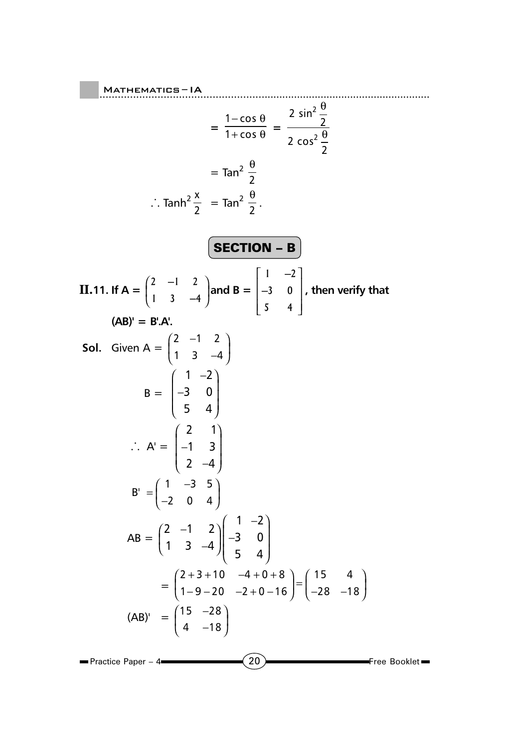$$= \frac{1-\cos\theta}{1+\cos\theta} = \frac{2\sin^2\frac{\theta}{2}}{2\cos^2\frac{\theta}{2}}$$

$$= \text{Tan}^2\frac{\theta}{2}$$

$$\therefore \text{Tanh}^2\frac{x}{2} = \text{Tan}^2\frac{\theta}{2}.$$

## SECTION – B

**II.11. If A = $\begin{pmatrix} 2 & -1 & 2 \\ 1 & 3 & -4 \end{pmatrix}$ and B = $\begin{bmatrix} 1 & -2 \\ -3 & 0 \\ 5 & 4 \end{bmatrix}$, then verify that (AB)' = B'.A'.**

**Sol.** Given $A = \begin{pmatrix} 2 & -1 & 2 \\ 1 & 3 & -4 \end{pmatrix}$

$$B = \begin{pmatrix} 1 & -2 \\ -3 & 0 \\ 5 & 4 \end{pmatrix}$$

$$\therefore A' = \begin{pmatrix} 2 & 1 \\ -1 & 3 \\ 2 & -4 \end{pmatrix}$$

$$B' = \begin{pmatrix} 1 & -3 & 5 \\ -2 & 0 & 4 \end{pmatrix}$$

$$AB = \begin{pmatrix} 2 & -1 & 2 \\ 1 & 3 & -4 \end{pmatrix}\begin{pmatrix} 1 & -2 \\ -3 & 0 \\ 5 & 4 \end{pmatrix}$$

$$= \begin{pmatrix} 2+3+10 & -4+0+8 \\ 1-9-20 & -2+0-16 \end{pmatrix} = \begin{pmatrix} 15 & 4 \\ -28 & -18 \end{pmatrix}$$

$$(AB)' = \begin{pmatrix} 15 & -28 \\ 4 & -18 \end{pmatrix}$$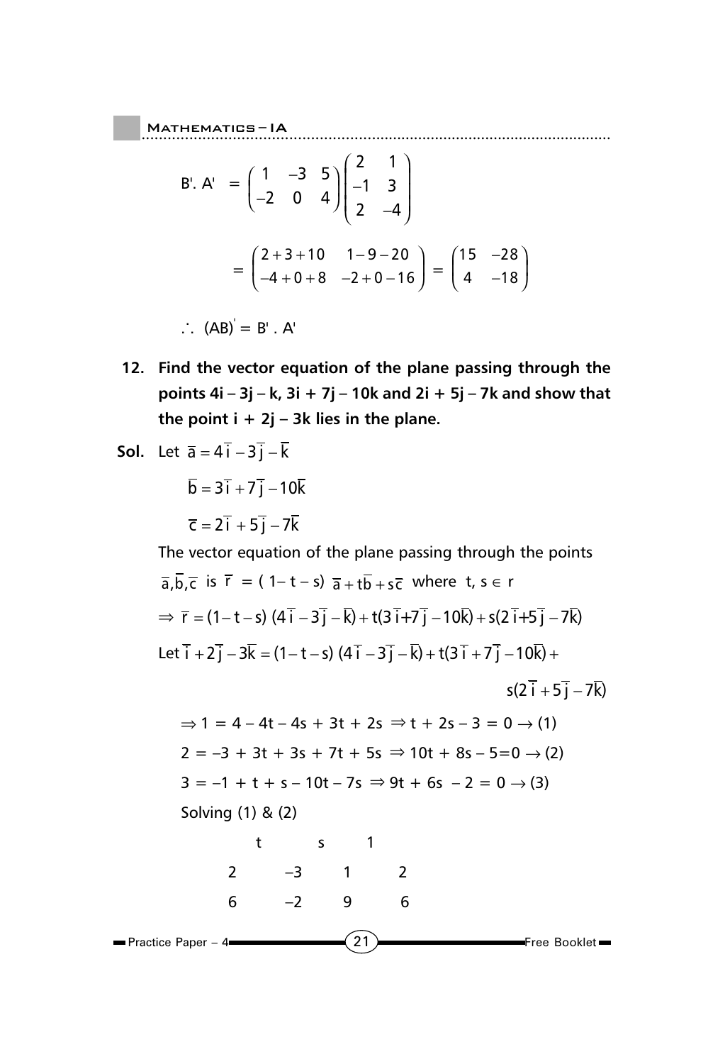$$B'.\ A' = \begin{pmatrix} 1 & -3 & 5 \\ -2 & 0 & 4 \end{pmatrix} \begin{pmatrix} 2 & 1 \\ -1 & 3 \\ 2 & -4 \end{pmatrix}$$

$$= \begin{pmatrix} 2+3+10 & 1-9-20 \\ -4+0+8 & -2+0-16 \end{pmatrix} = \begin{pmatrix} 15 & -28 \\ 4 & -18 \end{pmatrix}$$

$\therefore\ (AB)' = B'.A'$

**12. Find the vector equation of the plane passing through the points 4i – 3j – k, 3i + 7j – 10k and 2i + 5j – 7k and show that the point i + 2j – 3k lies in the plane.**

**Sol.** Let $\bar{a} = 4\bar{i} - 3\bar{j} - \bar{k}$

$\bar{b} = 3\bar{i} + 7\bar{j} - 10\bar{k}$

$\bar{c} = 2\bar{i} + 5\bar{j} - 7\bar{k}$

The vector equation of the plane passing through the points $\bar{a}, \bar{b}, \bar{c}$ is $\bar{r} = (1 - t - s)\ \bar{a} + t\bar{b} + s\bar{c}$ where $t, s \in r$

$\Rightarrow \bar{r} = (1-t-s)\ (4\bar{i} - 3\bar{j} - \bar{k}) + t(3\bar{i} + 7\bar{j} - 10\bar{k}) + s(2\bar{i} + 5\bar{j} - 7\bar{k})$

Let $\bar{i} + 2\bar{j} - 3\bar{k} = (1-t-s)\ (4\bar{i} - 3\bar{j} - \bar{k}) + t(3\bar{i} + 7\bar{j} - 10\bar{k}) + s(2\bar{i} + 5\bar{j} - 7\bar{k})$

$\Rightarrow 1 = 4 - 4t - 4s + 3t + 2s \Rightarrow t + 2s - 3 = 0 \rightarrow (1)$

$2 = -3 + 3t + 3s + 7t + 5s \Rightarrow 10t + 8s - 5 = 0 \rightarrow (2)$

$3 = -1 + t + s - 10t - 7s \Rightarrow 9t + 6s - 2 = 0 \rightarrow (3)$

Solving (1) & (2)

| t | s | 1 | |
|---|---|---|---|
| 2 | –3 | 1 | 2 |
| 6 | –2 | 9 | 6 |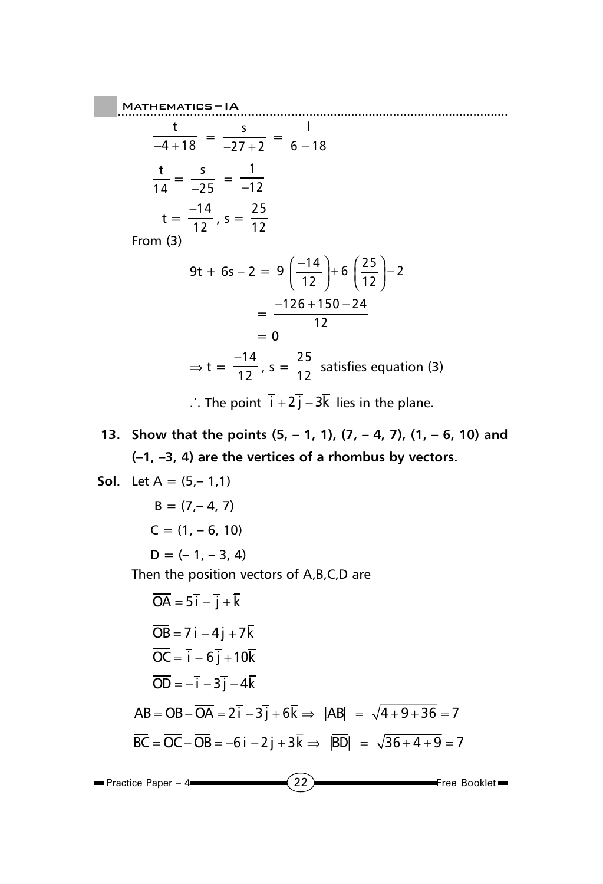$$\frac{t}{-4+18} = \frac{s}{-27+2} = \frac{l}{6-18}$$

$$\frac{t}{14} = \frac{s}{-25} = \frac{1}{-12}$$

$$t = \frac{-14}{12}, s = \frac{25}{12}$$

From (3)

$$9t + 6s - 2 = 9\left(\frac{-14}{12}\right) + 6\left(\frac{25}{12}\right) - 2$$

$$= \frac{-126+150-24}{12}$$

$$= 0$$

$$\Rightarrow t = \frac{-14}{12}, s = \frac{25}{12} \text{ satisfies equation (3)}$$

$\therefore$ The point $\overline{i} + 2\overline{j} - 3\overline{k}$ lies in the plane.

**13. Show that the points (5, – 1, 1), (7, – 4, 7), (1, – 6, 10) and (–1, –3, 4) are the vertices of a rhombus by vectors.**

**Sol.** Let A = (5,– 1,1)

B = (7,– 4, 7)

C = (1, – 6, 10)

D = (– 1, – 3, 4)

Then the position vectors of A,B,C,D are

$$\overline{OA} = 5\overline{i} - \overline{j} + \overline{k}$$

$$\overline{OB} = 7\overline{i} - 4\overline{j} + 7\overline{k}$$

$$\overline{OC} = \overline{i} - 6\overline{j} + 10\overline{k}$$

$$\overline{OD} = -\overline{i} - 3\overline{j} - 4\overline{k}$$

$$\overline{AB} = \overline{OB} - \overline{OA} = 2\overline{i} - 3\overline{j} + 6\overline{k} \Rightarrow |\overline{AB}| = \sqrt{4+9+36} = 7$$

$$\overline{BC} = \overline{OC} - \overline{OB} = -6\overline{i} - 2\overline{j} + 3\overline{k} \Rightarrow |\overline{BD}| = \sqrt{36+4+9} = 7$$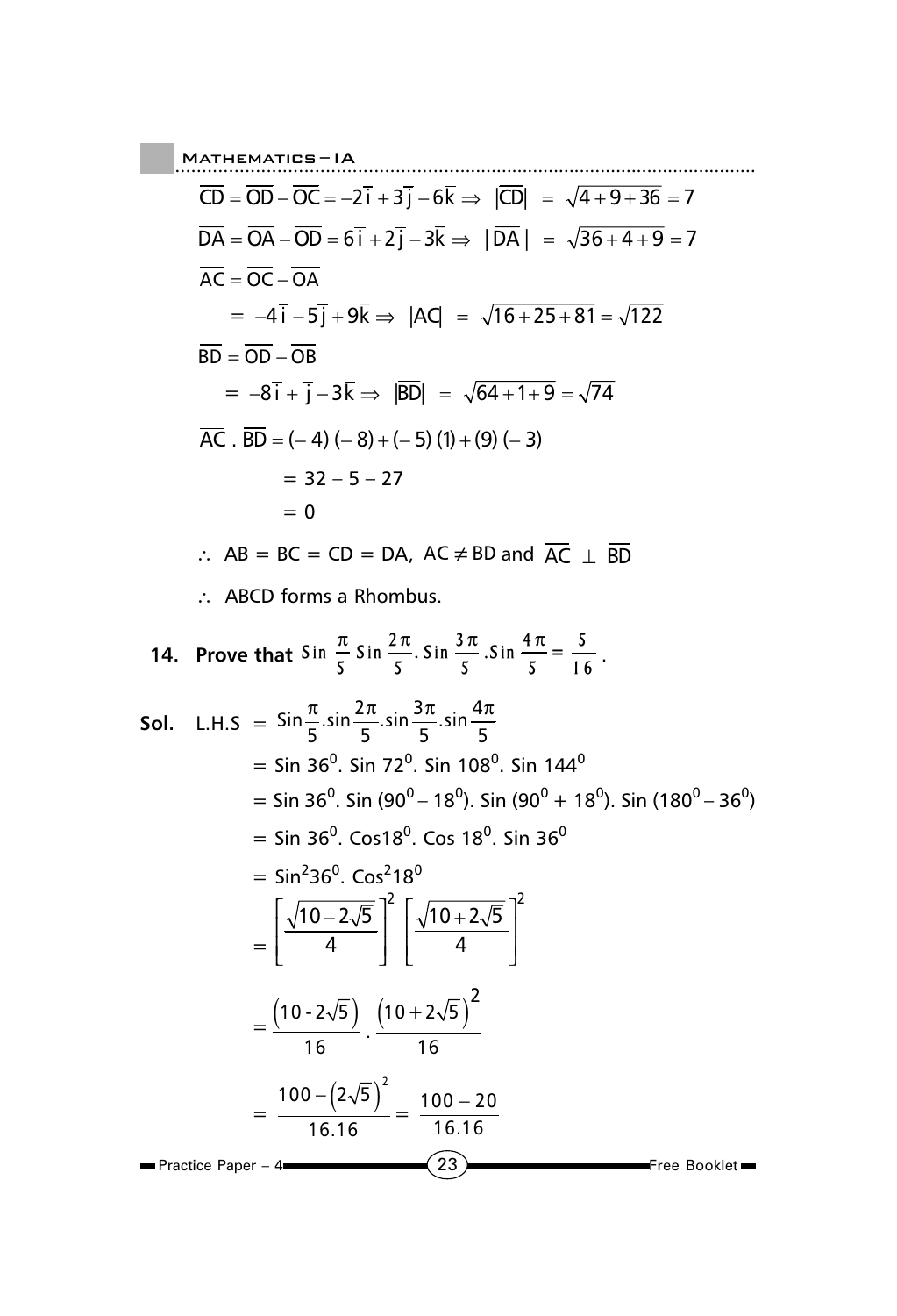$\overline{CD} = \overline{OD} - \overline{OC} = -2\overline{i} + 3\overline{j} - 6\overline{k} \Rightarrow |\overline{CD}| = \sqrt{4+9+36} = 7$

$\overline{DA} = \overline{OA} - \overline{OD} = 6\overline{i} + 2\overline{j} - 3\overline{k} \Rightarrow |\overline{DA}| = \sqrt{36+4+9} = 7$

$\overline{AC} = \overline{OC} - \overline{OA}$

$= -4\overline{i} - 5\overline{j} + 9\overline{k} \Rightarrow |\overline{AC}| = \sqrt{16+25+81} = \sqrt{122}$

$\overline{BD} = \overline{OD} - \overline{OB}$

$= -8\overline{i} + \overline{j} - 3\overline{k} \Rightarrow |\overline{BD}| = \sqrt{64+1+9} = \sqrt{74}$

$\overline{AC} \cdot \overline{BD} = (-4)(-8) + (-5)(1) + (9)(-3)$

$= 32 - 5 - 27$

$= 0$

$\therefore$ AB = BC = CD = DA, $AC \neq BD$ and $\overline{AC} \perp \overline{BD}$

$\therefore$ ABCD forms a Rhombus.

**14. Prove that $\text{Sin}\,\frac{\pi}{5}\,\text{Sin}\,\frac{2\pi}{5}.\,\text{Sin}\,\frac{3\pi}{5}.\text{Sin}\,\frac{4\pi}{5} = \frac{5}{16}$.**

**Sol.** L.H.S $= \text{Sin}\frac{\pi}{5}.\sin\frac{2\pi}{5}.\sin\frac{3\pi}{5}.\sin\frac{4\pi}{5}$

$= \text{Sin } 36^0.\ \text{Sin } 72^0.\ \text{Sin } 108^0.\ \text{Sin } 144^0$

$= \text{Sin } 36^0.\ \text{Sin } (90^0 - 18^0).\ \text{Sin } (90^0 + 18^0).\ \text{Sin } (180^0 - 36^0)$

$= \text{Sin } 36^0.\ \text{Cos}18^0.\ \text{Cos } 18^0.\ \text{Sin } 36^0$

$= \text{Sin}^2 36^0.\ \text{Cos}^2 18^0$

$= \left[\frac{\sqrt{10-2\sqrt{5}}}{4}\right]^2 \left[\frac{\sqrt{10+2\sqrt{5}}}{4}\right]^2$

$= \frac{\left(10-2\sqrt{5}\right)}{16} \cdot \frac{\left(10+2\sqrt{5}\right)^2}{16}$

$= \frac{100-\left(2\sqrt{5}\right)^2}{16.16} = \frac{100-20}{16.16}$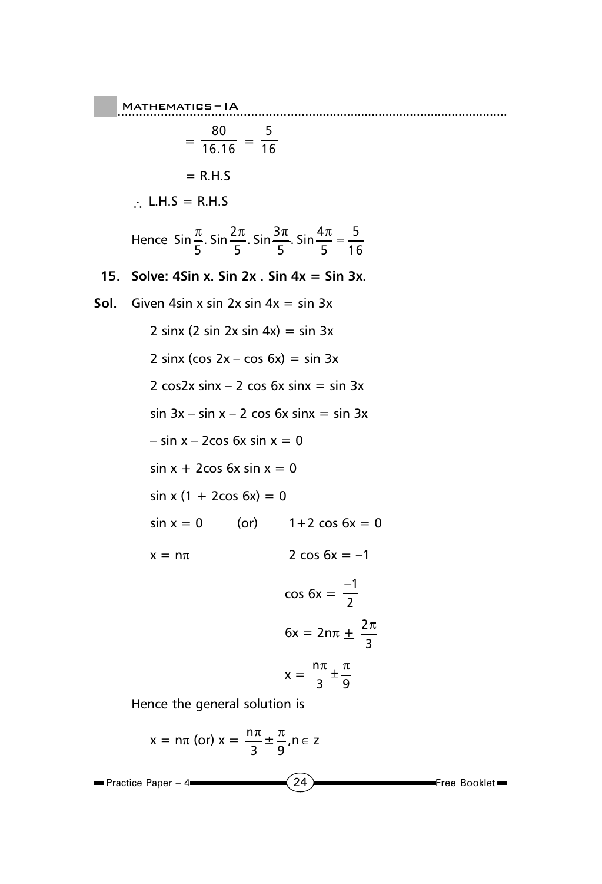$$= \frac{80}{16.16} = \frac{5}{16}$$

$$= \text{R.H.S}$$

$\therefore$ L.H.S = R.H.S

Hence $\text{Sin}\frac{\pi}{5}.\ \text{Sin}\frac{2\pi}{5}.\ \text{Sin}\frac{3\pi}{5}.\ \text{Sin}\frac{4\pi}{5} = \frac{5}{16}$

**15. Solve: 4Sin x. Sin 2x . Sin 4x = Sin 3x.**

**Sol.** Given $4\sin x \sin 2x \sin 4x = \sin 3x$

$2 \sin x (2 \sin 2x \sin 4x) = \sin 3x$

$2 \sin x (\cos 2x - \cos 6x) = \sin 3x$

$2 \cos 2x \sin x - 2 \cos 6x \sin x = \sin 3x$

$\sin 3x - \sin x - 2 \cos 6x \sin x = \sin 3x$

$-\sin x - 2\cos 6x \sin x = 0$

$\sin x + 2\cos 6x \sin x = 0$

$\sin x (1 + 2\cos 6x) = 0$

$\sin x = 0$ (or) $1+2 \cos 6x = 0$

$x = n\pi$ $\quad$ $2 \cos 6x = -1$

$$\cos 6x = \frac{-1}{2}$$

$$6x = 2n\pi \pm \frac{2\pi}{3}$$

$$x = \frac{n\pi}{3} \pm \frac{\pi}{9}$$

Hence the general solution is

$$x = n\pi \text{ (or) } x = \frac{n\pi}{3} \pm \frac{\pi}{9}, n \in z$$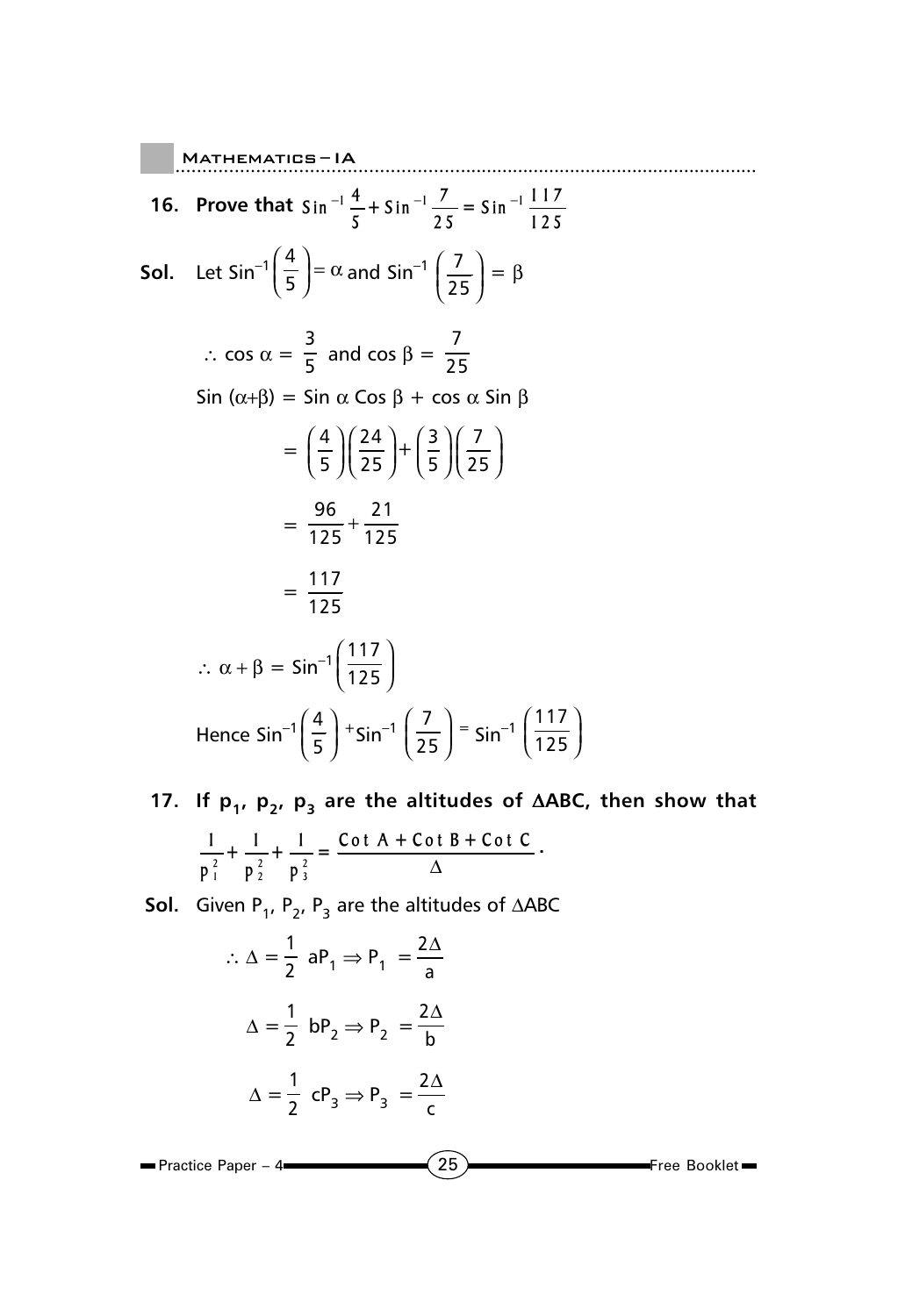**16. Prove that** $\text{Sin}^{-1}\frac{4}{5}+\text{Sin}^{-1}\frac{7}{25}=\text{Sin}^{-1}\frac{117}{125}$

**Sol.** Let $\text{Sin}^{-1}\left(\frac{4}{5}\right)=\alpha$ and $\text{Sin}^{-1}\left(\frac{7}{25}\right)=\beta$

$$\therefore \cos\alpha=\frac{3}{5} \text{ and } \cos\beta=\frac{7}{25}$$

$$\text{Sin}(\alpha+\beta)=\text{Sin}\,\alpha\,\text{Cos}\,\beta+\cos\alpha\,\text{Sin}\,\beta$$

$$=\left(\frac{4}{5}\right)\left(\frac{24}{25}\right)+\left(\frac{3}{5}\right)\left(\frac{7}{25}\right)$$

$$=\frac{96}{125}+\frac{21}{125}$$

$$=\frac{117}{125}$$

$$\therefore \alpha+\beta=\text{Sin}^{-1}\left(\frac{117}{125}\right)$$

Hence $\text{Sin}^{-1}\left(\frac{4}{5}\right)+\text{Sin}^{-1}\left(\frac{7}{25}\right)=\text{Sin}^{-1}\left(\frac{117}{125}\right)$

**17. If $p_1$, $p_2$, $p_3$ are the altitudes of $\Delta ABC$, then show that** $\frac{1}{p_1^2}+\frac{1}{p_2^2}+\frac{1}{p_3^2}=\frac{\text{Cot}\,A+\text{Cot}\,B+\text{Cot}\,C}{\Delta}$.

**Sol.** Given $P_1$, $P_2$, $P_3$ are the altitudes of $\Delta ABC$

$$\therefore \Delta=\frac{1}{2}\,aP_1 \Rightarrow P_1=\frac{2\Delta}{a}$$

$$\Delta=\frac{1}{2}\,bP_2 \Rightarrow P_2=\frac{2\Delta}{b}$$

$$\Delta=\frac{1}{2}\,cP_3 \Rightarrow P_3=\frac{2\Delta}{c}$$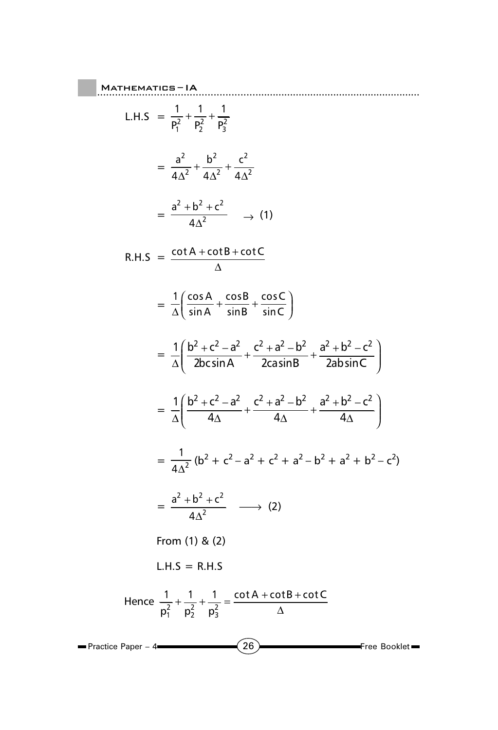$$\text{L.H.S} = \frac{1}{P_1^2} + \frac{1}{P_2^2} + \frac{1}{P_3^2}$$

$$= \frac{a^2}{4\Delta^2} + \frac{b^2}{4\Delta^2} + \frac{c^2}{4\Delta^2}$$

$$= \frac{a^2 + b^2 + c^2}{4\Delta^2} \quad \rightarrow (1)$$

$$\text{R.H.S} = \frac{\cot A + \cot B + \cot C}{\Delta}$$

$$= \frac{1}{\Delta}\left(\frac{\cos A}{\sin A} + \frac{\cos B}{\sin B} + \frac{\cos C}{\sin C}\right)$$

$$= \frac{1}{\Delta}\left(\frac{b^2 + c^2 - a^2}{2bc\sin A} + \frac{c^2 + a^2 - b^2}{2ca\sin B} + \frac{a^2 + b^2 - c^2}{2ab\sin C}\right)$$

$$= \frac{1}{\Delta}\left(\frac{b^2 + c^2 - a^2}{4\Delta} + \frac{c^2 + a^2 - b^2}{4\Delta} + \frac{a^2 + b^2 - c^2}{4\Delta}\right)$$

$$= \frac{1}{4\Delta^2}(b^2 + c^2 - a^2 + c^2 + a^2 - b^2 + a^2 + b^2 - c^2)$$

$$= \frac{a^2 + b^2 + c^2}{4\Delta^2} \quad \longrightarrow (2)$$

From (1) & (2)

L.H.S = R.H.S

Hence $\frac{1}{p_1^2} + \frac{1}{p_2^2} + \frac{1}{p_3^2} = \frac{\cot A + \cot B + \cot C}{\Delta}$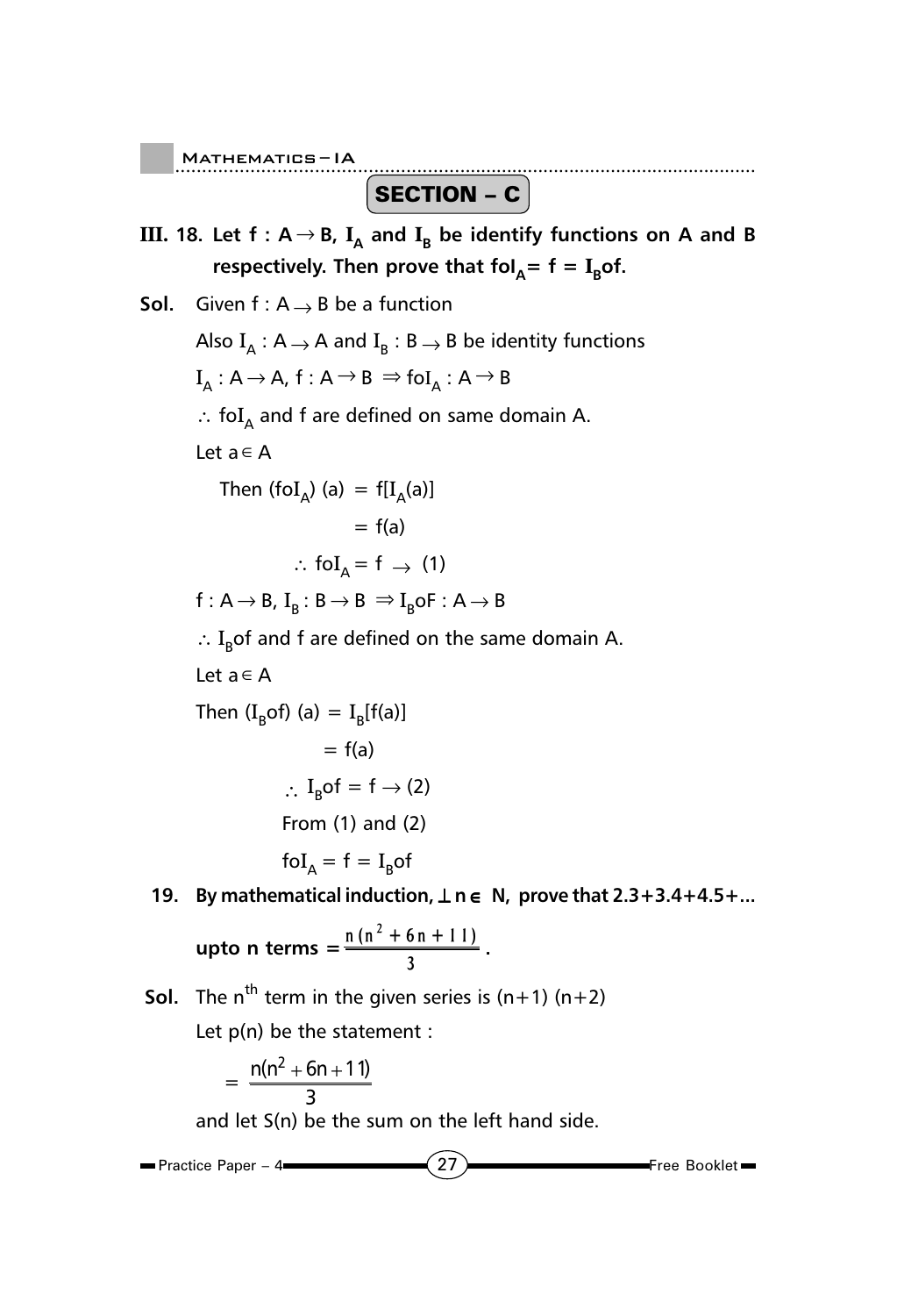## SECTION – C

**III. 18. Let $f : A \to B$, $I_A$ and $I_B$ be identify functions on A and B respectively. Then prove that $foI_A = f = I_Bof$.**

**Sol.** Given $f : A \to B$ be a function

Also $I_A : A \to A$ and $I_B : B \to B$ be identity functions

$I_A : A \to A$, $f : A \to B \Rightarrow foI_A : A \to B$

$\therefore$ $foI_A$ and f are defined on same domain A.

Let $a \in A$

$$\text{Then } (foI_A)(a) = f[I_A(a)]$$
$$= f(a)$$
$$\therefore foI_A = f \to (1)$$

$f : A \to B$, $I_B : B \to B \Rightarrow I_BoF : A \to B$

$\therefore$ $I_Bof$ and f are defined on the same domain A.

Let $a \in A$

$$\text{Then } (I_Bof)(a) = I_B[f(a)]$$
$$= f(a)$$
$$\therefore I_Bof = f \to (2)$$

From (1) and (2)

$$foI_A = f = I_Bof$$

**19. By mathematical induction, $\perp n \in N$, prove that 2.3+3.4+4.5+... upto n terms $= \frac{n(n^2 + 6n + 11)}{3}$.**

**Sol.** The $n^{th}$ term in the given series is $(n+1)(n+2)$

Let p(n) be the statement :

$$= \frac{n(n^2 + 6n + 11)}{3}$$

and let S(n) be the sum on the left hand side.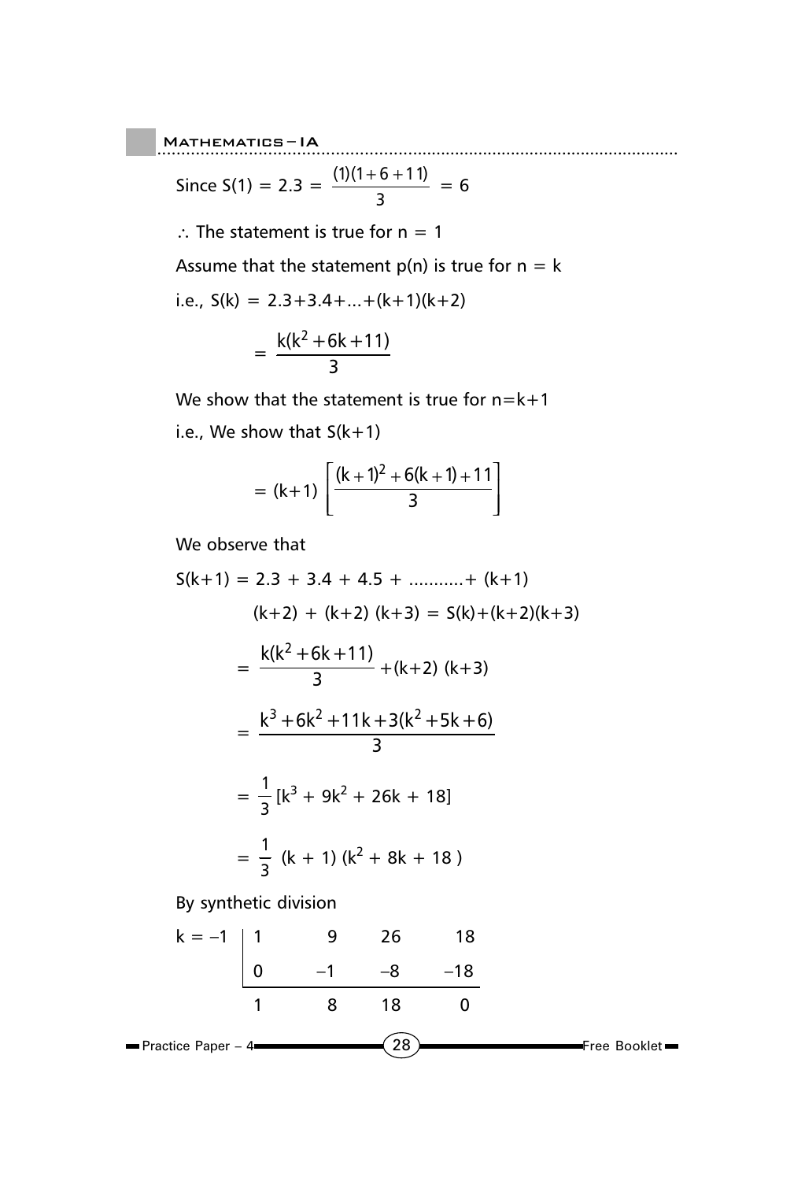Since $S(1) = 2.3 = \frac{(1)(1+6+11)}{3} = 6$

$\therefore$ The statement is true for $n = 1$

Assume that the statement p(n) is true for $n = k$

i.e., $S(k) = 2.3+3.4+...+(k+1)(k+2)$

$$= \frac{k(k^2+6k+11)}{3}$$

We show that the statement is true for $n=k+1$

i.e., We show that $S(k+1)$

$$= (k+1)\left[\frac{(k+1)^2+6(k+1)+11}{3}\right]$$

We observe that

$S(k+1) = 2.3 + 3.4 + 4.5 + ..........+ (k+1)$

$(k+2) + (k+2)(k+3) = S(k)+(k+2)(k+3)$

$$= \frac{k(k^2+6k+11)}{3} + (k+2)(k+3)$$

$$= \frac{k^3+6k^2+11k+3(k^2+5k+6)}{3}$$

$$= \frac{1}{3}[k^3 + 9k^2 + 26k + 18]$$

$$= \frac{1}{3}(k + 1)(k^2 + 8k + 18)$$

By synthetic division

| $k = -1$ | 1 | 9 | 26 | 18 |
|---|---|---|---|---|
| | 0 | $-1$ | $-8$ | $-18$ |
| | 1 | 8 | 18 | 0 |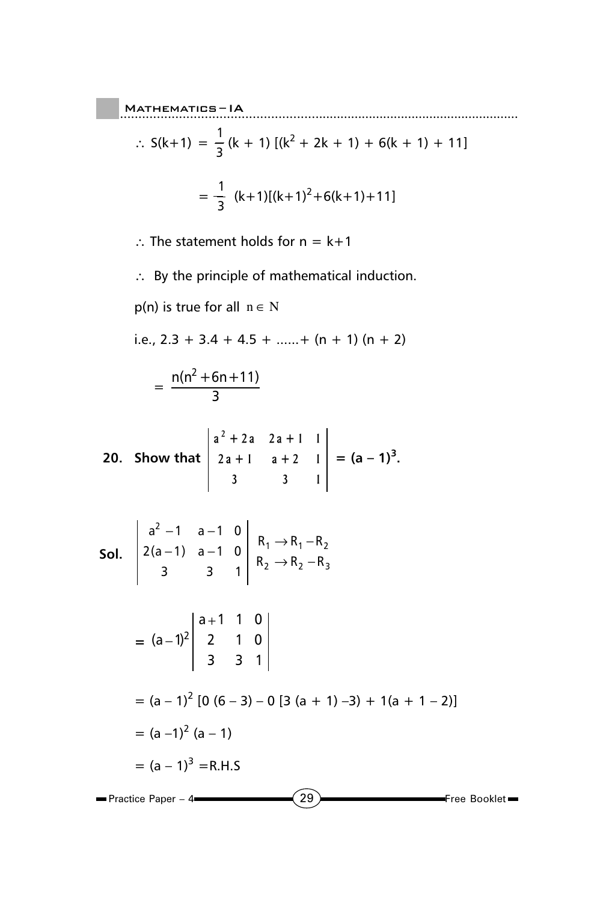$\therefore$ S(k+1) $= \frac{1}{3}(k + 1)[(k^2 + 2k + 1) + 6(k + 1) + 11]$

$$= \frac{1}{3}(k+1)[(k+1)^2+6(k+1)+11]$$

$\therefore$ The statement holds for n = k+1

$\therefore$ By the principle of mathematical induction.

p(n) is true for all $n \in \mathbb{N}$

i.e., 2.3 + 3.4 + 4.5 + ......+ (n + 1) (n + 2)

$$= \frac{n(n^2+6n+11)}{3}$$

**20. Show that** $\begin{vmatrix} a^2+2a & 2a+1 & 1 \\ 2a+1 & a+2 & 1 \\ 3 & 3 & 1 \end{vmatrix}$ **= $(a - 1)^3$.**

**Sol.** $\begin{vmatrix} a^2-1 & a-1 & 0 \\ 2(a-1) & a-1 & 0 \\ 3 & 3 & 1 \end{vmatrix}$ $\begin{matrix} R_1 \to R_1 - R_2 \\ R_2 \to R_2 - R_3 \end{matrix}$

$$= (a-1)^2 \begin{vmatrix} a+1 & 1 & 0 \\ 2 & 1 & 0 \\ 3 & 3 & 1 \end{vmatrix}$$

$= (a - 1)^2 [0 (6 - 3) - 0 [3 (a + 1) -3) + 1(a + 1 - 2)]$

$= (a -1)^2 (a - 1)$

$= (a - 1)^3$ =R.H.S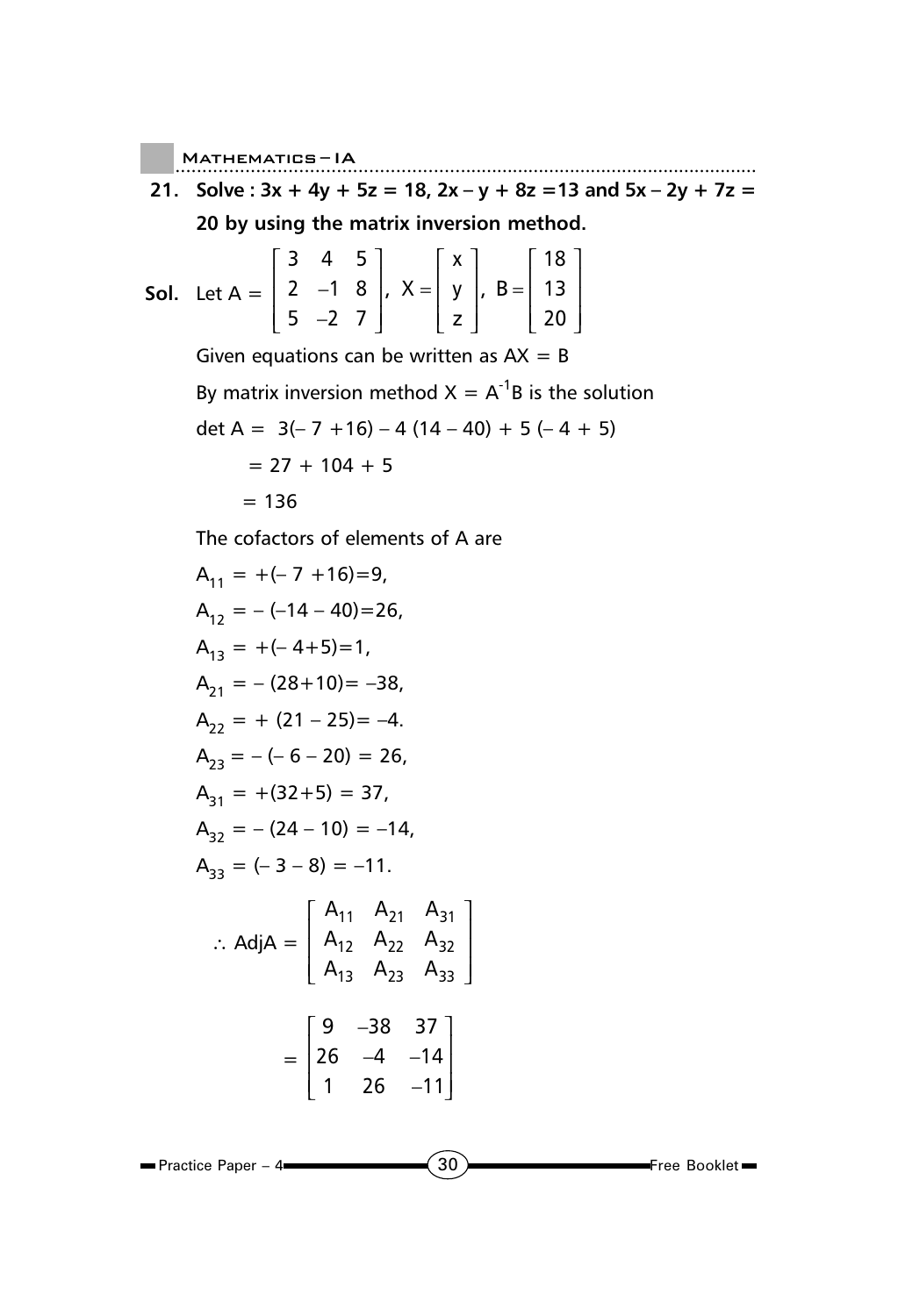**21. Solve : 3x + 4y + 5z = 18, 2x – y + 8z =13 and 5x – 2y + 7z = 20 by using the matrix inversion method.**

**Sol.** Let $A = \begin{bmatrix} 3 & 4 & 5 \\ 2 & -1 & 8 \\ 5 & -2 & 7 \end{bmatrix}$, $X = \begin{bmatrix} x \\ y \\ z \end{bmatrix}$, $B = \begin{bmatrix} 18 \\ 13 \\ 20 \end{bmatrix}$

Given equations can be written as $AX = B$

By matrix inversion method $X = A^{-1}B$ is the solution

$\det A = 3(-7+16) - 4(14-40) + 5(-4+5)$

$= 27 + 104 + 5$

$= 136$

The cofactors of elements of A are

$A_{11} = +(-7+16) = 9,$

$A_{12} = -(-14-40) = 26,$

$A_{13} = +(-4+5) = 1,$

$A_{21} = -(28+10) = -38,$

$A_{22} = +(21-25) = -4.$

$A_{23} = -(-6-20) = 26,$

$A_{31} = +(32+5) = 37,$

$A_{32} = -(24-10) = -14,$

$A_{33} = (-3-8) = -11.$

$$\therefore \text{Adj}A = \begin{bmatrix} A_{11} & A_{21} & A_{31} \\ A_{12} & A_{22} & A_{32} \\ A_{13} & A_{23} & A_{33} \end{bmatrix}$$

$$= \begin{bmatrix} 9 & -38 & 37 \\ 26 & -4 & -14 \\ 1 & 26 & -11 \end{bmatrix}$$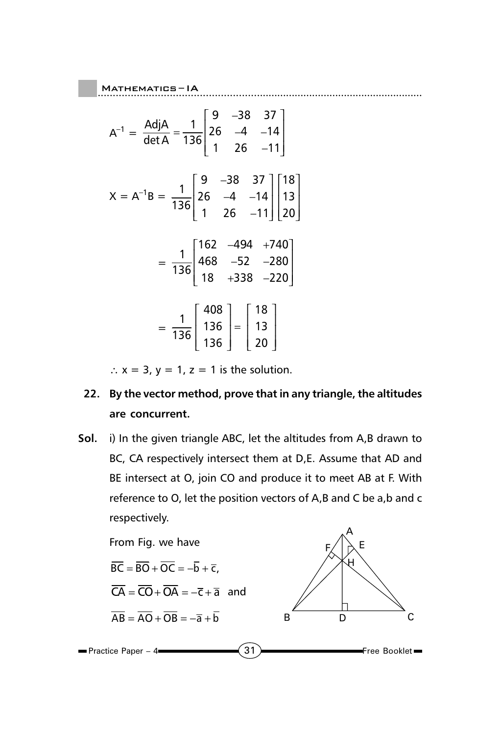$$A^{-1} = \frac{\text{Adj}A}{\det A} = \frac{1}{136}\begin{bmatrix} 9 & -38 & 37 \\ 26 & -4 & -14 \\ 1 & 26 & -11 \end{bmatrix}$$

$$X = A^{-1}B = \frac{1}{136}\begin{bmatrix} 9 & -38 & 37 \\ 26 & -4 & -14 \\ 1 & 26 & -11 \end{bmatrix}\begin{bmatrix} 18 \\ 13 \\ 20 \end{bmatrix}$$

$$= \frac{1}{136}\begin{bmatrix} 162 & -494 & +740 \\ 468 & -52 & -280 \\ 18 & +338 & -220 \end{bmatrix}$$

$$= \frac{1}{136}\begin{bmatrix} 408 \\ 136 \\ 136 \end{bmatrix} = \begin{bmatrix} 18 \\ 13 \\ 20 \end{bmatrix}$$

$\therefore$ x = 3, y = 1, z = 1 is the solution.

**22. By the vector method, prove that in any triangle, the altitudes are concurrent.**

**Sol.** i) In the given triangle ABC, let the altitudes from A,B drawn to BC, CA respectively intersect them at D,E. Assume that AD and BE intersect at O, join CO and produce it to meet AB at F. With reference to O, let the position vectors of A,B and C be a,b and c respectively.

From Fig. we have

$\overline{BC} = \overline{BO} + \overline{OC} = -\overline{b} + \overline{c},$

$\overline{CA} = \overline{CO} + \overline{OA} = -\overline{c} + \overline{a}$ and

$\overline{AB} = \overline{AO} + \overline{OB} = -\overline{a} + \overline{b}$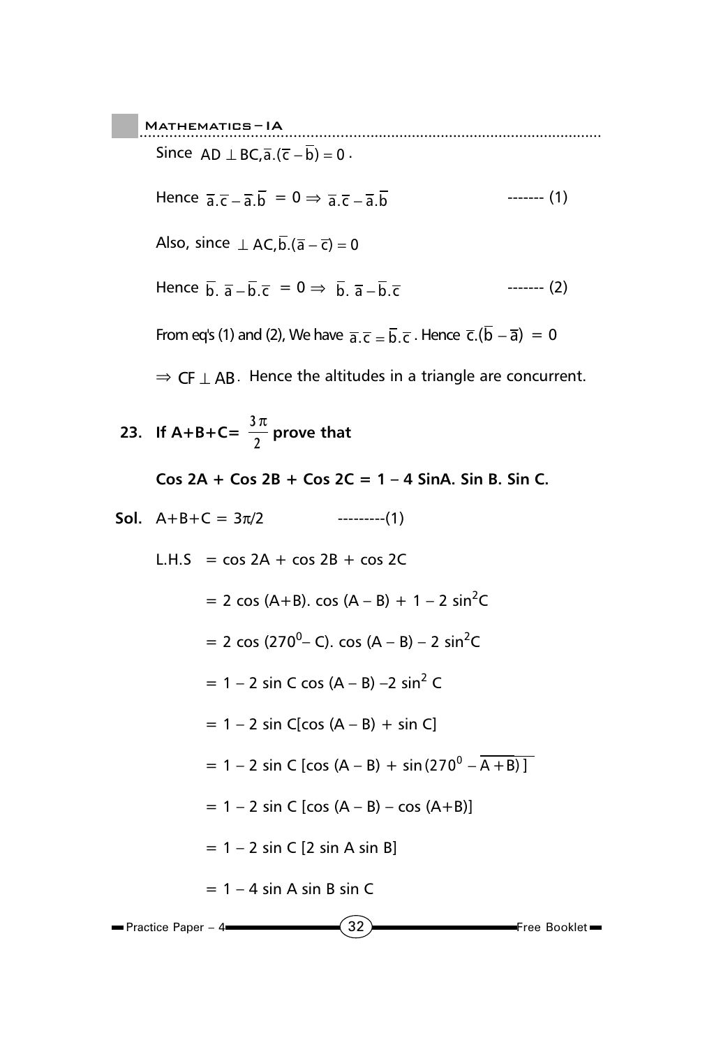Since $AD \perp BC, \bar{a}.(\bar{c} - \bar{b}) = 0$.

Hence $\bar{a}.\bar{c} - \bar{a}.\bar{b} = 0 \Rightarrow \bar{a}.\bar{c} - \bar{a}.\bar{b}$ ------- (1)

Also, since $\perp AC, \bar{b}.(\bar{a} - \bar{c}) = 0$

Hence $\bar{b}.\,\bar{a} - \bar{b}.\bar{c} = 0 \Rightarrow \bar{b}.\,\bar{a} - \bar{b}.\bar{c}$ ------- (2)

From eq's (1) and (2), We have $\bar{a}.\bar{c} = \bar{b}.\bar{c}$. Hence $\bar{c}.(\bar{b} - \bar{a}) = 0$

$\Rightarrow CF \perp AB$. Hence the altitudes in a triangle are concurrent.

**23. If A+B+C= $\frac{3\pi}{2}$ prove that**

**Cos 2A + Cos 2B + Cos 2C = 1 – 4 SinA. Sin B. Sin C.**

**Sol.** $A+B+C = 3\pi/2$ ---------(1)

L.H.S $= \cos 2A + \cos 2B + \cos 2C$

$= 2\cos(A+B).\cos(A-B) + 1 - 2\sin^2 C$

$= 2\cos(270^0 - C).\cos(A-B) - 2\sin^2 C$

$= 1 - 2\sin C\cos(A-B) - 2\sin^2 C$

$= 1 - 2\sin C[\cos(A-B) + \sin C]$

$= 1 - 2\sin C[\cos(A-B) + \sin(270^0 - \overline{A+B})]$

$= 1 - 2\sin C[\cos(A-B) - \cos(A+B)]$

$= 1 - 2\sin C[2\sin A\sin B]$

$= 1 - 4\sin A\sin B\sin C$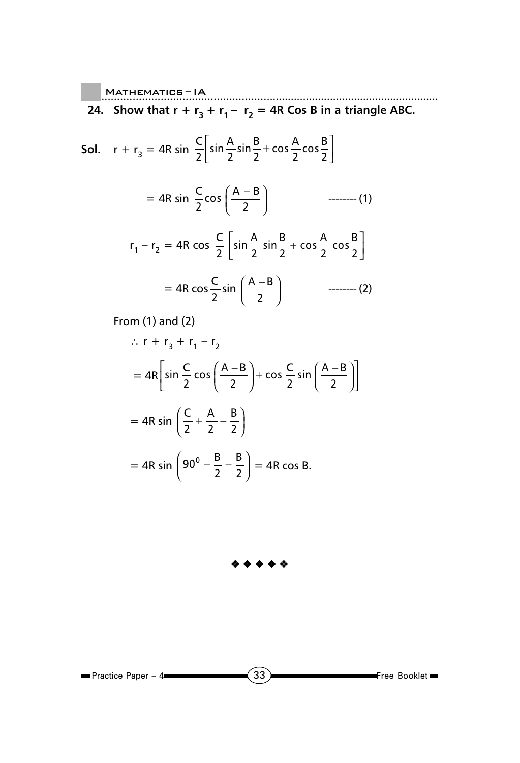**24. Show that $r + r_3 + r_1 - r_2 = 4R \cos B$ in a triangle ABC.**

**Sol.** $r + r_3 = 4R \sin \frac{C}{2}\left[\sin\frac{A}{2}\sin\frac{B}{2} + \cos\frac{A}{2}\cos\frac{B}{2}\right]$

$$= 4R \sin \frac{C}{2}\cos\left(\frac{A-B}{2}\right) \quad \text{-------- (1)}$$

$$r_1 - r_2 = 4R \cos \frac{C}{2}\left[\sin\frac{A}{2}\sin\frac{B}{2} + \cos\frac{A}{2}\cos\frac{B}{2}\right]$$

$$= 4R \cos\frac{C}{2}\sin\left(\frac{A-B}{2}\right) \quad \text{-------- (2)}$$

From (1) and (2)

$$\therefore r + r_3 + r_1 - r_2$$

$$= 4R\left[\sin\frac{C}{2}\cos\left(\frac{A-B}{2}\right) + \cos\frac{C}{2}\sin\left(\frac{A-B}{2}\right)\right]$$

$$= 4R \sin\left(\frac{C}{2} + \frac{A}{2} - \frac{B}{2}\right)$$

$$= 4R \sin\left(90^0 - \frac{B}{2} - \frac{B}{2}\right) = 4R \cos B.$$

❖ ❖ ❖ ❖ ❖